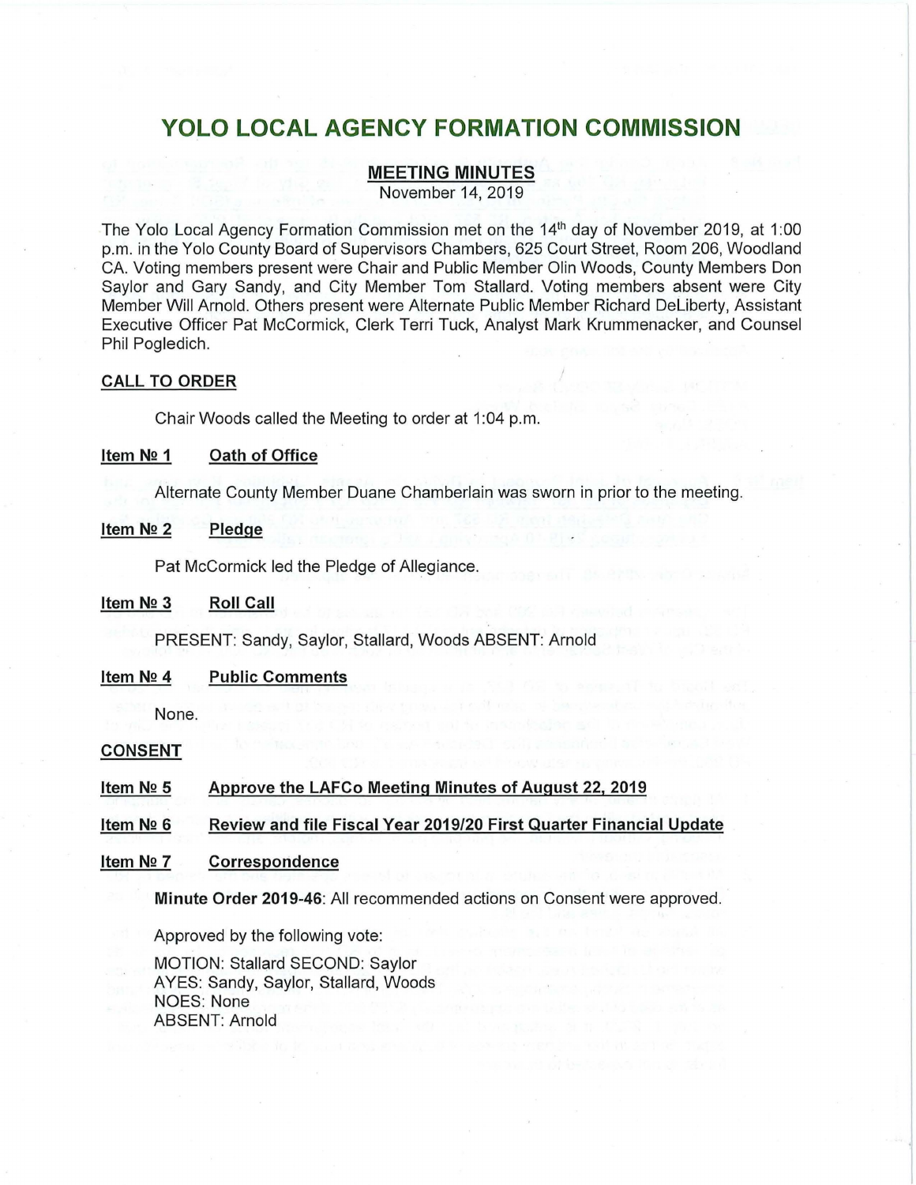# YOLO LOCAL AGENCY FORMATION COMMISSION

## MEETING MINUTES

November 14, 2019

The Yolo Local Agency Formation Commission met on the 14th day of November 2019, at 1:00 p.m. in the Yolo County Board of Supervisors Chambers, 625 Court Street, Room 206, Woodland CA. Voting members present were Chair and Public Member Olin Woods, County Members Don Saylor and Gary Sandy, and City Member Tom Stallard. Voting members absent were City Member Will Arnold. Others present were Alternate Public Member Richard DeLiberty, Assistant Executive Officer Pat McCormick, Clerk Terri Tuck, Analyst Mark Krummenacker, and Counsel Phil Pogledich.

**CALL TO ORDER**

Chair Woods called the Meeting to order at 1:04 p.m.

**Item № 1 Oath of Office**

Alternate County Member Duane Chamberlain was sworn in prior to the meeting.

**Item № 2 Pledge**

Pat McCormick led the Pledge of Allegiance.

**Item № 3 Roll Call**

PRESENT: Sandy, Saylor, Stallard, Woods ABSENT: Arnold

**Item № 4 Public Comments**

None.

**CONSENT**

**Item № 5 Approve the LAFCo Meeting Minutes of August 22, 2019**

**Item № 6 Review and file Fiscal Year 2019/20 First Quarter Financial Update**

**Item № 7 Correspondence**

**Minute Order 2019-46**: All recommended actions on Consent were approved.

Approved by the following vote:

MOTION: Stallard SECOND: Saylor
AYES: Sandy, Saylor, Stallard, Woods
NOES: None
ABSENT: Arnold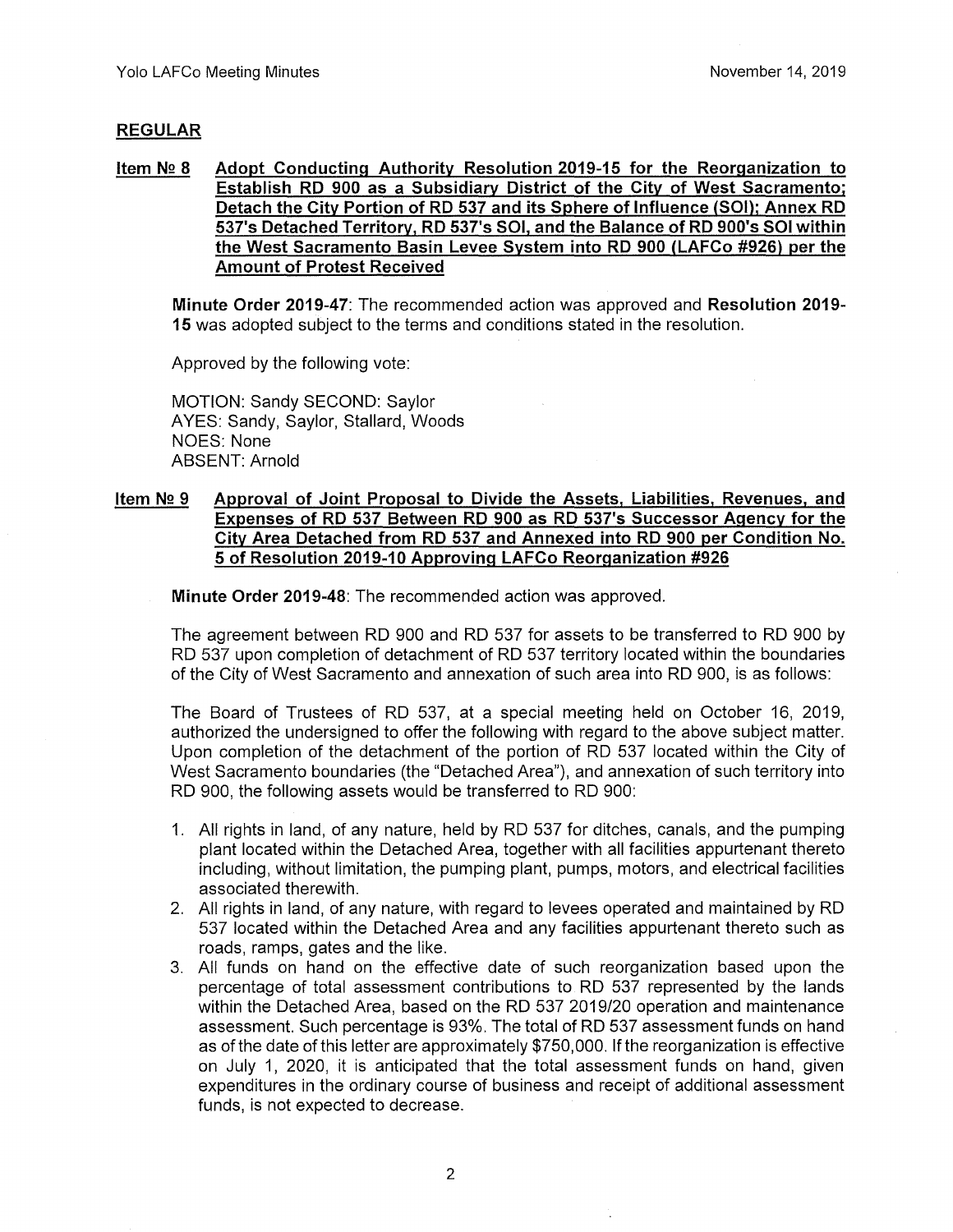## REGULAR

**Item № 8 Adopt Conducting Authority Resolution 2019-15 for the Reorganization to Establish RD 900 as a Subsidiary District of the City of West Sacramento; Detach the City Portion of RD 537 and its Sphere of Influence (SOI); Annex RD 537's Detached Territory, RD 537's SOI, and the Balance of RD 900's SOI within the West Sacramento Basin Levee System into RD 900 (LAFCo #926) per the Amount of Protest Received**

**Minute Order 2019-47**: The recommended action was approved and **Resolution 2019-15** was adopted subject to the terms and conditions stated in the resolution.

Approved by the following vote:

MOTION: Sandy SECOND: Saylor
AYES: Sandy, Saylor, Stallard, Woods
NOES: None
ABSENT: Arnold

**Item № 9 Approval of Joint Proposal to Divide the Assets, Liabilities, Revenues, and Expenses of RD 537 Between RD 900 as RD 537's Successor Agency for the City Area Detached from RD 537 and Annexed into RD 900 per Condition No. 5 of Resolution 2019-10 Approving LAFCo Reorganization #926**

**Minute Order 2019-48**: The recommended action was approved.

The agreement between RD 900 and RD 537 for assets to be transferred to RD 900 by RD 537 upon completion of detachment of RD 537 territory located within the boundaries of the City of West Sacramento and annexation of such area into RD 900, is as follows:

The Board of Trustees of RD 537, at a special meeting held on October 16, 2019, authorized the undersigned to offer the following with regard to the above subject matter. Upon completion of the detachment of the portion of RD 537 located within the City of West Sacramento boundaries (the "Detached Area"), and annexation of such territory into RD 900, the following assets would be transferred to RD 900:

1. All rights in land, of any nature, held by RD 537 for ditches, canals, and the pumping plant located within the Detached Area, together with all facilities appurtenant thereto including, without limitation, the pumping plant, pumps, motors, and electrical facilities associated therewith.
2. All rights in land, of any nature, with regard to levees operated and maintained by RD 537 located within the Detached Area and any facilities appurtenant thereto such as roads, ramps, gates and the like.
3. All funds on hand on the effective date of such reorganization based upon the percentage of total assessment contributions to RD 537 represented by the lands within the Detached Area, based on the RD 537 2019/20 operation and maintenance assessment. Such percentage is 93%. The total of RD 537 assessment funds on hand as of the date of this letter are approximately $750,000. If the reorganization is effective on July 1, 2020, it is anticipated that the total assessment funds on hand, given expenditures in the ordinary course of business and receipt of additional assessment funds, is not expected to decrease.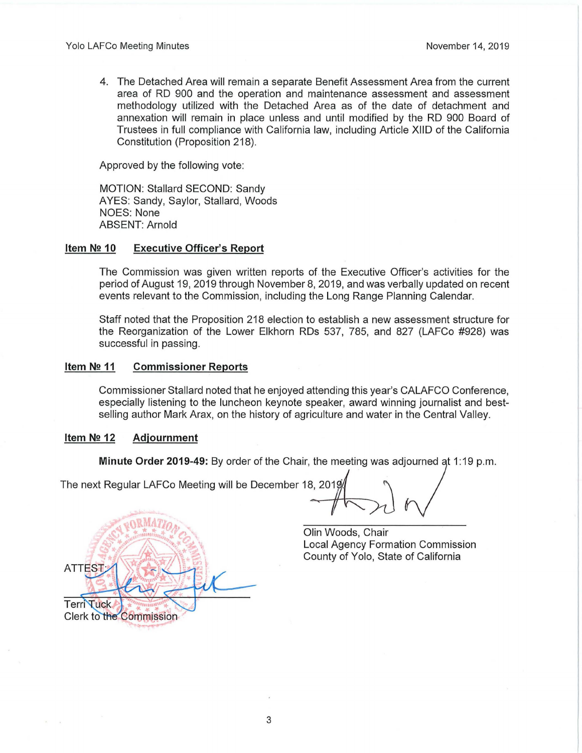4. The Detached Area will remain a separate Benefit Assessment Area from the current area of RD 900 and the operation and maintenance assessment and assessment methodology utilized with the Detached Area as of the date of detachment and annexation will remain in place unless and until modified by the RD 900 Board of Trustees in full compliance with California law, including Article XIID of the California Constitution (Proposition 218).

Approved by the following vote:

MOTION: Stallard SECOND: Sandy
AYES: Sandy, Saylor, Stallard, Woods
NOES: None
ABSENT: Arnold

## Item № 10 Executive Officer's Report

The Commission was given written reports of the Executive Officer's activities for the period of August 19, 2019 through November 8, 2019, and was verbally updated on recent events relevant to the Commission, including the Long Range Planning Calendar.

Staff noted that the Proposition 218 election to establish a new assessment structure for the Reorganization of the Lower Elkhorn RDs 537, 785, and 827 (LAFCo #928) was successful in passing.

## Item № 11 Commissioner Reports

Commissioner Stallard noted that he enjoyed attending this year's CALAFCO Conference, especially listening to the luncheon keynote speaker, award winning journalist and best-selling author Mark Arax, on the history of agriculture and water in the Central Valley.

## Item № 12 Adjournment

**Minute Order 2019-49:** By order of the Chair, the meeting was adjourned at 1:19 p.m.

The next Regular LAFCo Meeting will be December 18, 2019.

Olin Woods, Chair
Local Agency Formation Commission
County of Yolo, State of California

ATTEST:

Terri Tuck
Clerk to the Commission